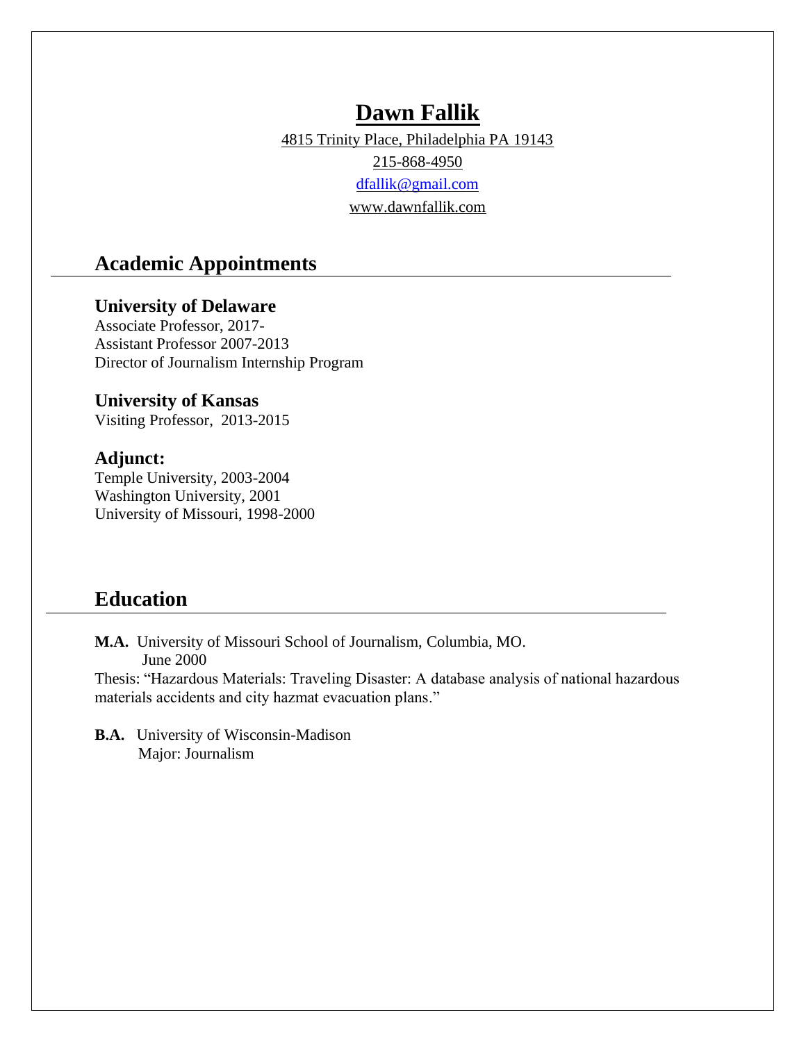# Dawn Fallik

4815 Trinity Place, Philadelphia PA 19143

215-868-4950

dfallik@gmail.com

www.dawnfallik.com

## Academic Appointments

### University of Delaware

Associate Professor, 2017-
Assistant Professor 2007-2013
Director of Journalism Internship Program

### University of Kansas

Visiting Professor, 2013-2015

### Adjunct:

Temple University, 2003-2004
Washington University, 2001
University of Missouri, 1998-2000

## Education

**M.A.** University of Missouri School of Journalism, Columbia, MO.
June 2000
Thesis: "Hazardous Materials: Traveling Disaster: A database analysis of national hazardous materials accidents and city hazmat evacuation plans."

**B.A.** University of Wisconsin-Madison
Major: Journalism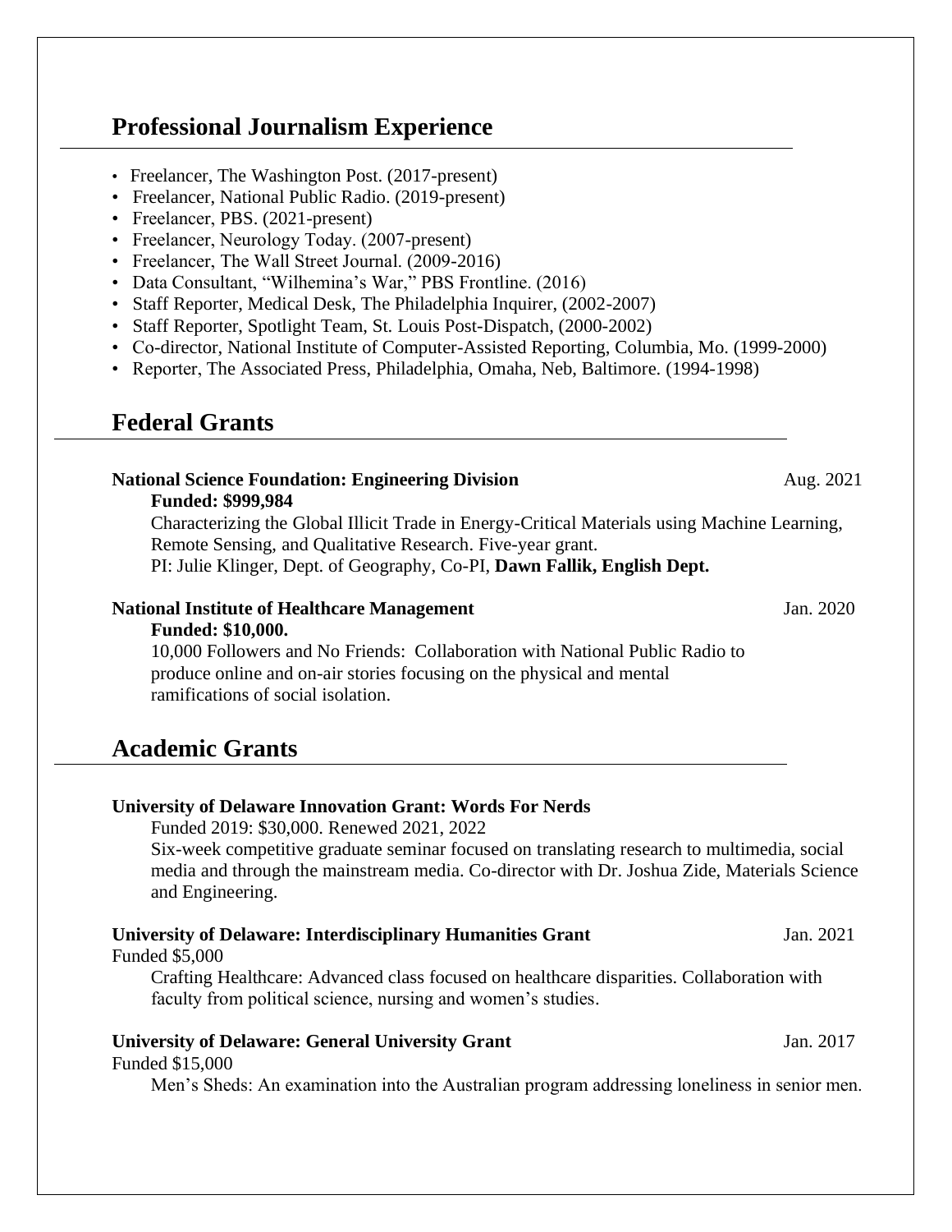## Professional Journalism Experience

- Freelancer, The Washington Post. (2017-present)
- Freelancer, National Public Radio. (2019-present)
- Freelancer, PBS. (2021-present)
- Freelancer, Neurology Today. (2007-present)
- Freelancer, The Wall Street Journal. (2009-2016)
- Data Consultant, "Wilhemina's War," PBS Frontline. (2016)
- Staff Reporter, Medical Desk, The Philadelphia Inquirer, (2002-2007)
- Staff Reporter, Spotlight Team, St. Louis Post-Dispatch, (2000-2002)
- Co-director, National Institute of Computer-Assisted Reporting, Columbia, Mo. (1999-2000)
- Reporter, The Associated Press, Philadelphia, Omaha, Neb, Baltimore. (1994-1998)

## Federal Grants

**National Science Foundation: Engineering Division** Aug. 2021

**Funded: $999,984**

Characterizing the Global Illicit Trade in Energy-Critical Materials using Machine Learning, Remote Sensing, and Qualitative Research. Five-year grant.
PI: Julie Klinger, Dept. of Geography, Co-PI, **Dawn Fallik, English Dept.**

**National Institute of Healthcare Management** Jan. 2020

**Funded: $10,000.**

10,000 Followers and No Friends: Collaboration with National Public Radio to produce online and on-air stories focusing on the physical and mental ramifications of social isolation.

## Academic Grants

**University of Delaware Innovation Grant: Words For Nerds**

Funded 2019: $30,000. Renewed 2021, 2022
Six-week competitive graduate seminar focused on translating research to multimedia, social media and through the mainstream media. Co-director with Dr. Joshua Zide, Materials Science and Engineering.

**University of Delaware: Interdisciplinary Humanities Grant** Jan. 2021

Funded $5,000

Crafting Healthcare: Advanced class focused on healthcare disparities. Collaboration with faculty from political science, nursing and women's studies.

**University of Delaware: General University Grant** Jan. 2017

Funded $15,000

Men's Sheds: An examination into the Australian program addressing loneliness in senior men.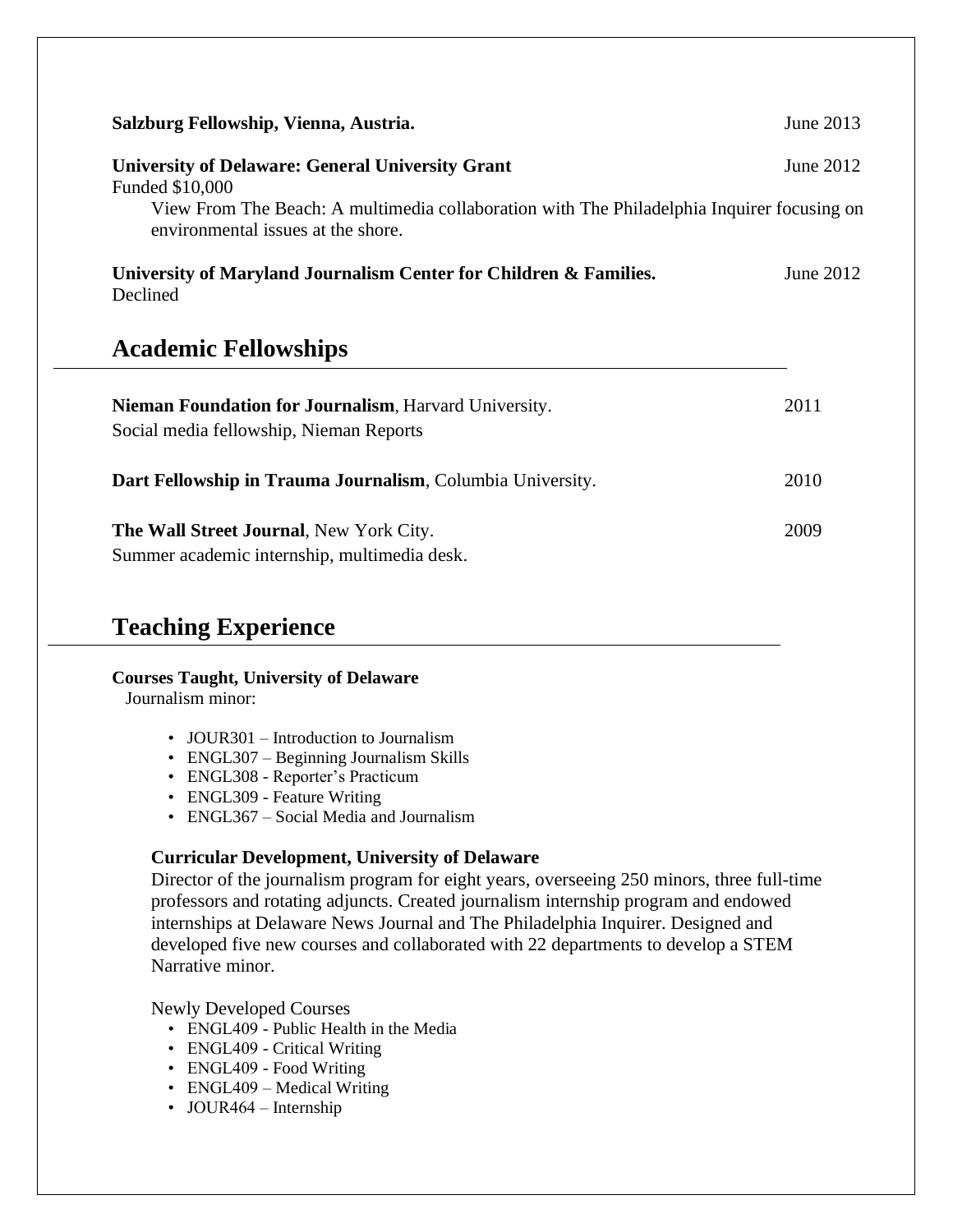**Salzburg Fellowship, Vienna, Austria.** June 2013

**University of Delaware: General University Grant** June 2012
Funded $10,000
View From The Beach: A multimedia collaboration with The Philadelphia Inquirer focusing on environmental issues at the shore.

**University of Maryland Journalism Center for Children & Families.** June 2012
Declined

## Academic Fellowships

**Nieman Foundation for Journalism**, Harvard University. 2011
Social media fellowship, Nieman Reports

**Dart Fellowship in Trauma Journalism**, Columbia University. 2010

**The Wall Street Journal**, New York City. 2009
Summer academic internship, multimedia desk.

## Teaching Experience

**Courses Taught, University of Delaware**
Journalism minor:

- JOUR301 – Introduction to Journalism
- ENGL307 – Beginning Journalism Skills
- ENGL308 - Reporter's Practicum
- ENGL309 - Feature Writing
- ENGL367 – Social Media and Journalism

**Curricular Development, University of Delaware**
Director of the journalism program for eight years, overseeing 250 minors, three full-time professors and rotating adjuncts. Created journalism internship program and endowed internships at Delaware News Journal and The Philadelphia Inquirer. Designed and developed five new courses and collaborated with 22 departments to develop a STEM Narrative minor.

Newly Developed Courses

- ENGL409 - Public Health in the Media
- ENGL409 - Critical Writing
- ENGL409 - Food Writing
- ENGL409 – Medical Writing
- JOUR464 – Internship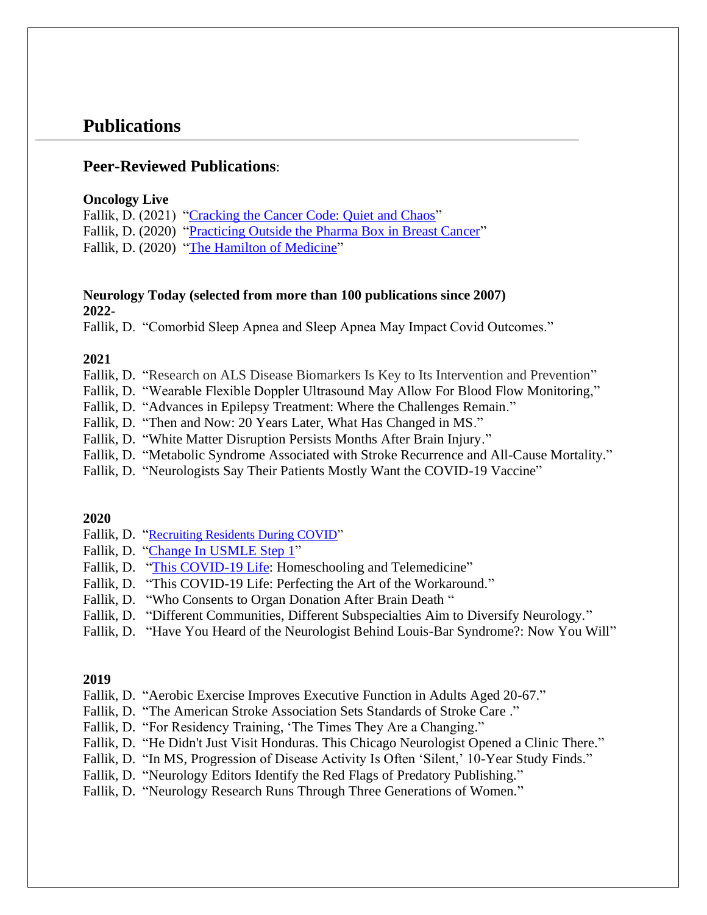# Publications

## Peer-Reviewed Publications:

**Oncology Live**

Fallik, D. (2021) "Cracking the Cancer Code: Quiet and Chaos"
Fallik, D. (2020) "Practicing Outside the Pharma Box in Breast Cancer"
Fallik, D. (2020) "The Hamilton of Medicine"

**Neurology Today (selected from more than 100 publications since 2007)**

**2022-**

Fallik, D. "Comorbid Sleep Apnea and Sleep Apnea May Impact Covid Outcomes."

**2021**

Fallik, D. "Research on ALS Disease Biomarkers Is Key to Its Intervention and Prevention"
Fallik, D. "Wearable Flexible Doppler Ultrasound May Allow For Blood Flow Monitoring,"
Fallik, D. "Advances in Epilepsy Treatment: Where the Challenges Remain."
Fallik, D. "Then and Now: 20 Years Later, What Has Changed in MS."
Fallik, D. "White Matter Disruption Persists Months After Brain Injury."
Fallik, D. "Metabolic Syndrome Associated with Stroke Recurrence and All-Cause Mortality."
Fallik, D. "Neurologists Say Their Patients Mostly Want the COVID-19 Vaccine"

**2020**

Fallik, D. "Recruiting Residents During COVID"
Fallik, D. "Change In USMLE Step 1"
Fallik, D. "This COVID-19 Life: Homeschooling and Telemedicine"
Fallik, D. "This COVID-19 Life: Perfecting the Art of the Workaround."
Fallik, D. "Who Consents to Organ Donation After Brain Death "
Fallik, D. "Different Communities, Different Subspecialties Aim to Diversify Neurology."
Fallik, D. "Have You Heard of the Neurologist Behind Louis-Bar Syndrome?: Now You Will"

**2019**

Fallik, D. "Aerobic Exercise Improves Executive Function in Adults Aged 20-67."
Fallik, D. "The American Stroke Association Sets Standards of Stroke Care ."
Fallik, D. "For Residency Training, 'The Times They Are a Changing."
Fallik, D. "He Didn't Just Visit Honduras. This Chicago Neurologist Opened a Clinic There."
Fallik, D. "In MS, Progression of Disease Activity Is Often 'Silent,' 10-Year Study Finds."
Fallik, D. "Neurology Editors Identify the Red Flags of Predatory Publishing."
Fallik, D. "Neurology Research Runs Through Three Generations of Women."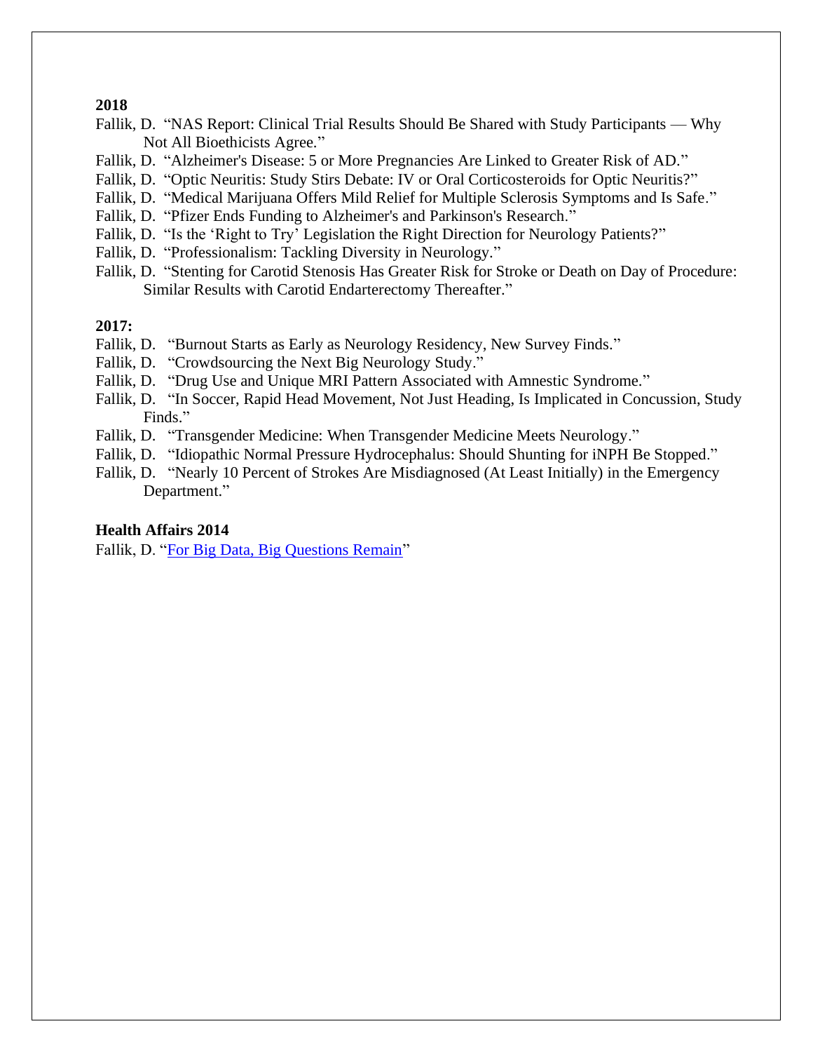**2018**

Fallik, D. "NAS Report: Clinical Trial Results Should Be Shared with Study Participants — Why Not All Bioethicists Agree."

Fallik, D. "Alzheimer's Disease: 5 or More Pregnancies Are Linked to Greater Risk of AD."

Fallik, D. "Optic Neuritis: Study Stirs Debate: IV or Oral Corticosteroids for Optic Neuritis?"

Fallik, D. "Medical Marijuana Offers Mild Relief for Multiple Sclerosis Symptoms and Is Safe."

Fallik, D. "Pfizer Ends Funding to Alzheimer's and Parkinson's Research."

Fallik, D. "Is the 'Right to Try' Legislation the Right Direction for Neurology Patients?"

Fallik, D. "Professionalism: Tackling Diversity in Neurology."

Fallik, D. "Stenting for Carotid Stenosis Has Greater Risk for Stroke or Death on Day of Procedure: Similar Results with Carotid Endarterectomy Thereafter."

**2017:**

Fallik, D. "Burnout Starts as Early as Neurology Residency, New Survey Finds."

Fallik, D. "Crowdsourcing the Next Big Neurology Study."

Fallik, D. "Drug Use and Unique MRI Pattern Associated with Amnestic Syndrome."

Fallik, D. "In Soccer, Rapid Head Movement, Not Just Heading, Is Implicated in Concussion, Study Finds."

Fallik, D. "Transgender Medicine: When Transgender Medicine Meets Neurology."

Fallik, D. "Idiopathic Normal Pressure Hydrocephalus: Should Shunting for iNPH Be Stopped."

Fallik, D. "Nearly 10 Percent of Strokes Are Misdiagnosed (At Least Initially) in the Emergency Department."

**Health Affairs 2014**

Fallik, D. "For Big Data, Big Questions Remain"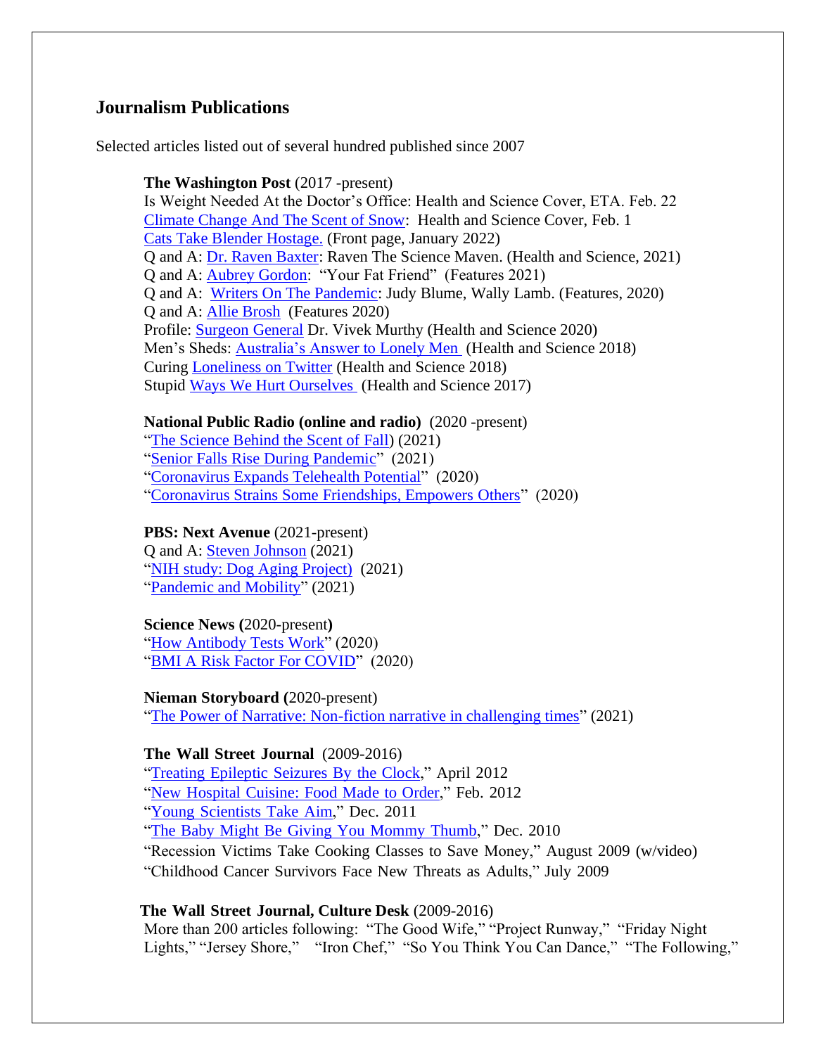## Journalism Publications

Selected articles listed out of several hundred published since 2007

**The Washington Post** (2017 -present)
Is Weight Needed At the Doctor's Office: Health and Science Cover, ETA. Feb. 22
Climate Change And The Scent of Snow: Health and Science Cover, Feb. 1
Cats Take Blender Hostage. (Front page, January 2022)
Q and A: Dr. Raven Baxter: Raven The Science Maven. (Health and Science, 2021)
Q and A: Aubrey Gordon: "Your Fat Friend" (Features 2021)
Q and A: Writers On The Pandemic: Judy Blume, Wally Lamb. (Features, 2020)
Q and A: Allie Brosh (Features 2020)
Profile: Surgeon General Dr. Vivek Murthy (Health and Science 2020)
Men's Sheds: Australia's Answer to Lonely Men (Health and Science 2018)
Curing Loneliness on Twitter (Health and Science 2018)
Stupid Ways We Hurt Ourselves (Health and Science 2017)

**National Public Radio (online and radio)** (2020 -present)
"The Science Behind the Scent of Fall) (2021)
"Senior Falls Rise During Pandemic" (2021)
"Coronavirus Expands Telehealth Potential" (2020)
"Coronavirus Strains Some Friendships, Empowers Others" (2020)

**PBS: Next Avenue** (2021-present)
Q and A: Steven Johnson (2021)
"NIH study: Dog Aging Project) (2021)
"Pandemic and Mobility" (2021)

**Science News (**2020-present**)**
"How Antibody Tests Work" (2020)
"BMI A Risk Factor For COVID" (2020)

**Nieman Storyboard (**2020-present)
"The Power of Narrative: Non-fiction narrative in challenging times" (2021)

**The Wall Street Journal** (2009-2016)
"Treating Epileptic Seizures By the Clock," April 2012
"New Hospital Cuisine: Food Made to Order," Feb. 2012
"Young Scientists Take Aim," Dec. 2011
"The Baby Might Be Giving You Mommy Thumb," Dec. 2010
"Recession Victims Take Cooking Classes to Save Money," August 2009 (w/video)
"Childhood Cancer Survivors Face New Threats as Adults," July 2009

**The Wall Street Journal, Culture Desk** (2009-2016)
More than 200 articles following: "The Good Wife," "Project Runway," "Friday Night Lights," "Jersey Shore," "Iron Chef," "So You Think You Can Dance," "The Following,"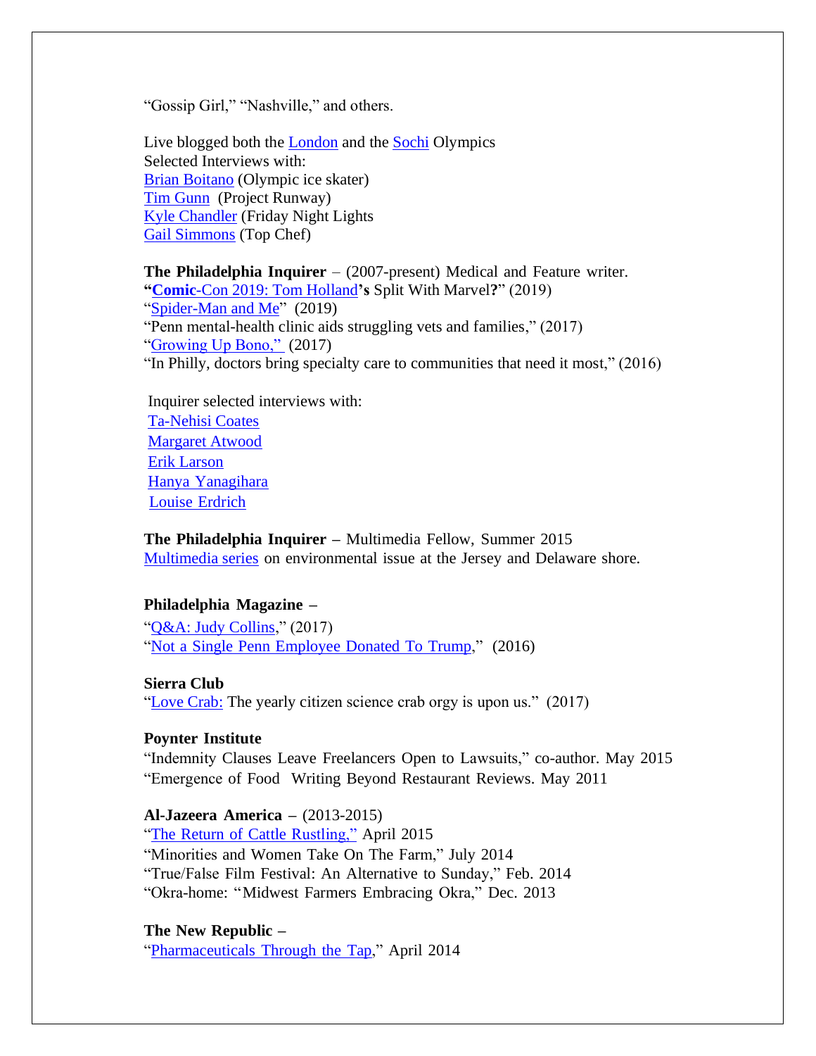"Gossip Girl," "Nashville," and others.

Live blogged both the London and the Sochi Olympics
Selected Interviews with:
Brian Boitano (Olympic ice skater)
Tim Gunn (Project Runway)
Kyle Chandler (Friday Night Lights
Gail Simmons (Top Chef)

**The Philadelphia Inquirer** – (2007-present) Medical and Feature writer.
**"Comic**-Con 2019: Tom Holland**'s** Split With Marvel**?**" (2019)
"Spider-Man and Me" (2019)
"Penn mental-health clinic aids struggling vets and families," (2017)
"Growing Up Bono," (2017)
"In Philly, doctors bring specialty care to communities that need it most," (2016)

Inquirer selected interviews with:
Ta-Nehisi Coates
Margaret Atwood
Erik Larson
Hanya Yanagihara
Louise Erdrich

**The Philadelphia Inquirer –** Multimedia Fellow, Summer 2015
Multimedia series on environmental issue at the Jersey and Delaware shore.

**Philadelphia Magazine –**
"Q&A: Judy Collins," (2017)
"Not a Single Penn Employee Donated To Trump," (2016)

**Sierra Club**
"Love Crab: The yearly citizen science crab orgy is upon us." (2017)

**Poynter Institute**
"Indemnity Clauses Leave Freelancers Open to Lawsuits," co-author. May 2015
"Emergence of Food Writing Beyond Restaurant Reviews. May 2011

**Al-Jazeera America –** (2013-2015)
"The Return of Cattle Rustling," April 2015
"Minorities and Women Take On The Farm," July 2014
"True/False Film Festival: An Alternative to Sunday," Feb. 2014
"Okra-home: "Midwest Farmers Embracing Okra," Dec. 2013

**The New Republic –**
"Pharmaceuticals Through the Tap," April 2014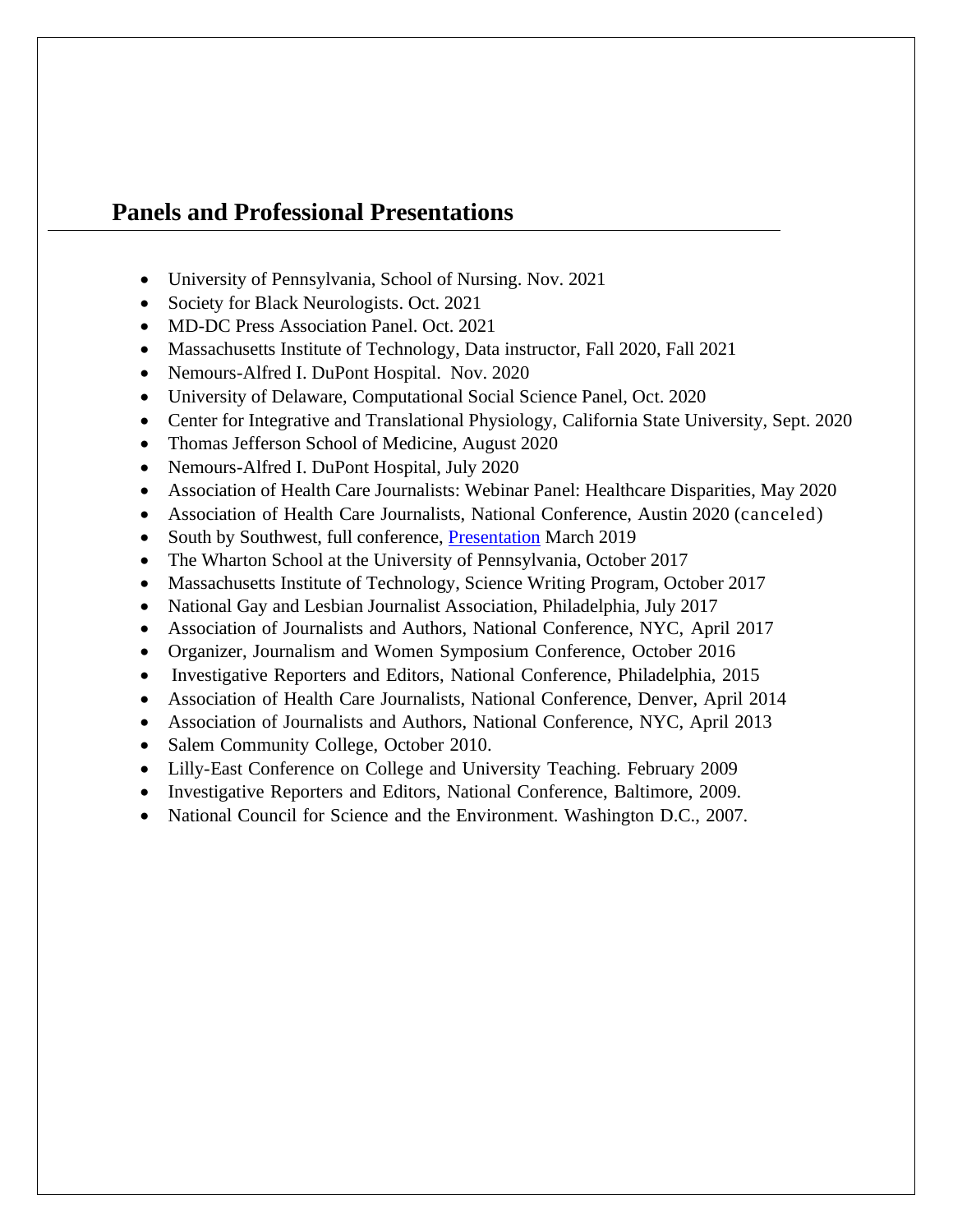## Panels and Professional Presentations

- University of Pennsylvania, School of Nursing. Nov. 2021
- Society for Black Neurologists. Oct. 2021
- MD-DC Press Association Panel. Oct. 2021
- Massachusetts Institute of Technology, Data instructor, Fall 2020, Fall 2021
- Nemours-Alfred I. DuPont Hospital. Nov. 2020
- University of Delaware, Computational Social Science Panel, Oct. 2020
- Center for Integrative and Translational Physiology, California State University, Sept. 2020
- Thomas Jefferson School of Medicine, August 2020
- Nemours-Alfred I. DuPont Hospital, July 2020
- Association of Health Care Journalists: Webinar Panel: Healthcare Disparities, May 2020
- Association of Health Care Journalists, National Conference, Austin 2020 (canceled)
- South by Southwest, full conference, Presentation March 2019
- The Wharton School at the University of Pennsylvania, October 2017
- Massachusetts Institute of Technology, Science Writing Program, October 2017
- National Gay and Lesbian Journalist Association, Philadelphia, July 2017
- Association of Journalists and Authors, National Conference, NYC, April 2017
- Organizer, Journalism and Women Symposium Conference, October 2016
- Investigative Reporters and Editors, National Conference, Philadelphia, 2015
- Association of Health Care Journalists, National Conference, Denver, April 2014
- Association of Journalists and Authors, National Conference, NYC, April 2013
- Salem Community College, October 2010.
- Lilly-East Conference on College and University Teaching. February 2009
- Investigative Reporters and Editors, National Conference, Baltimore, 2009.
- National Council for Science and the Environment. Washington D.C., 2007.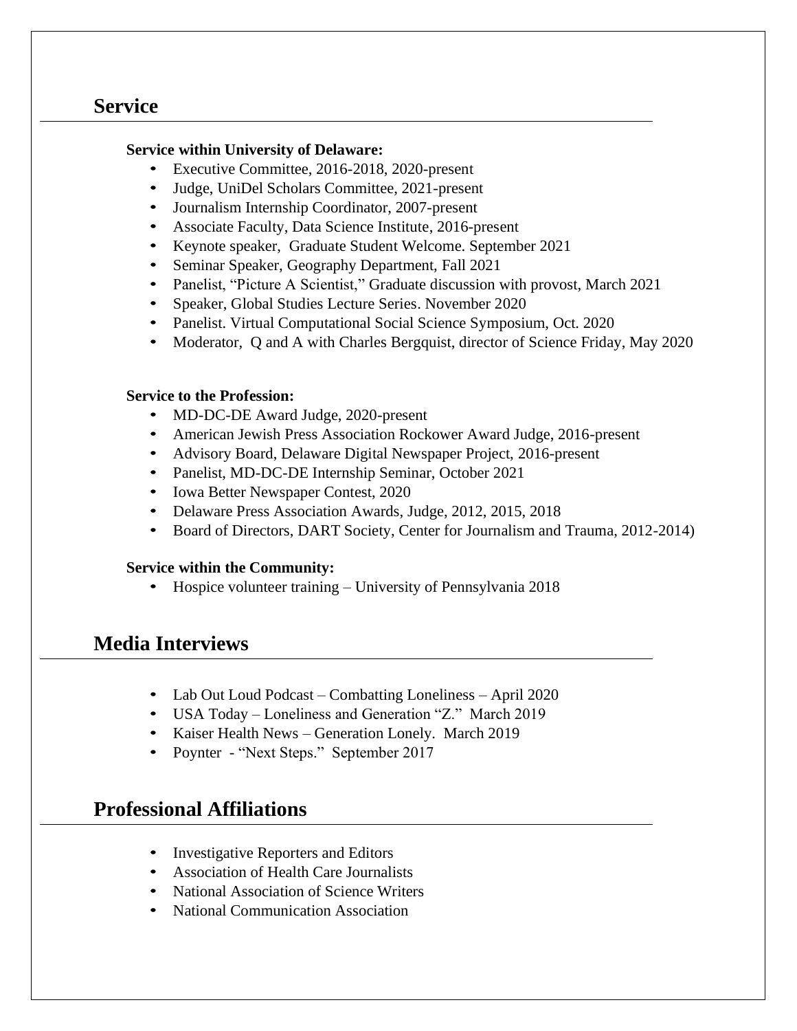## Service

**Service within University of Delaware:**

- Executive Committee, 2016-2018, 2020-present
- Judge, UniDel Scholars Committee, 2021-present
- Journalism Internship Coordinator, 2007-present
- Associate Faculty, Data Science Institute, 2016-present
- Keynote speaker, Graduate Student Welcome. September 2021
- Seminar Speaker, Geography Department, Fall 2021
- Panelist, "Picture A Scientist," Graduate discussion with provost, March 2021
- Speaker, Global Studies Lecture Series. November 2020
- Panelist. Virtual Computational Social Science Symposium, Oct. 2020
- Moderator, Q and A with Charles Bergquist, director of Science Friday, May 2020

**Service to the Profession:**

- MD-DC-DE Award Judge, 2020-present
- American Jewish Press Association Rockower Award Judge, 2016-present
- Advisory Board, Delaware Digital Newspaper Project, 2016-present
- Panelist, MD-DC-DE Internship Seminar, October 2021
- Iowa Better Newspaper Contest, 2020
- Delaware Press Association Awards, Judge, 2012, 2015, 2018
- Board of Directors, DART Society, Center for Journalism and Trauma, 2012-2014)

**Service within the Community:**

- Hospice volunteer training – University of Pennsylvania 2018

## Media Interviews

- Lab Out Loud Podcast – Combatting Loneliness – April 2020
- USA Today – Loneliness and Generation "Z." March 2019
- Kaiser Health News – Generation Lonely. March 2019
- Poynter - "Next Steps." September 2017

## Professional Affiliations

- Investigative Reporters and Editors
- Association of Health Care Journalists
- National Association of Science Writers
- National Communication Association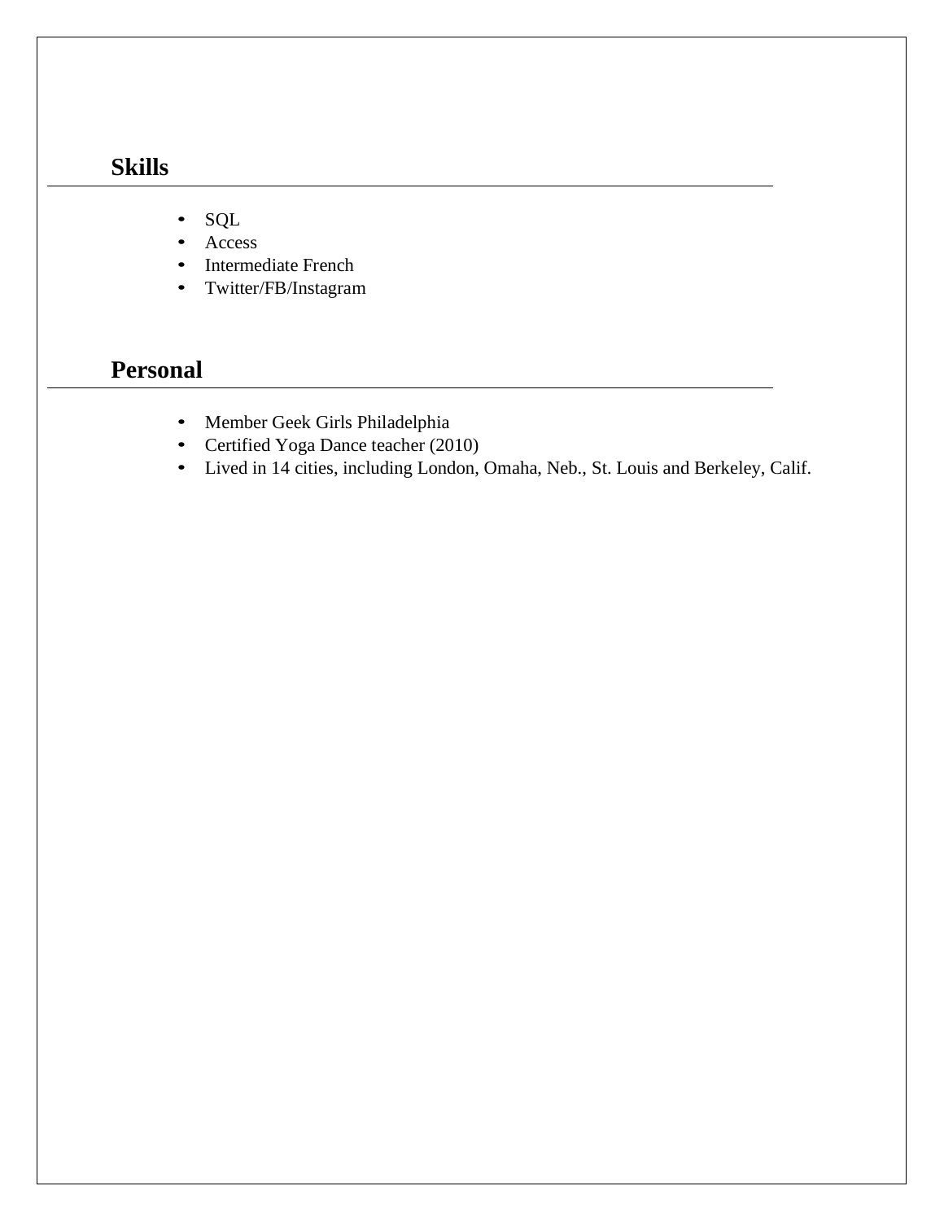## Skills

- SQL
- Access
- Intermediate French
- Twitter/FB/Instagram

## Personal

- Member Geek Girls Philadelphia
- Certified Yoga Dance teacher (2010)
- Lived in 14 cities, including London, Omaha, Neb., St. Louis and Berkeley, Calif.